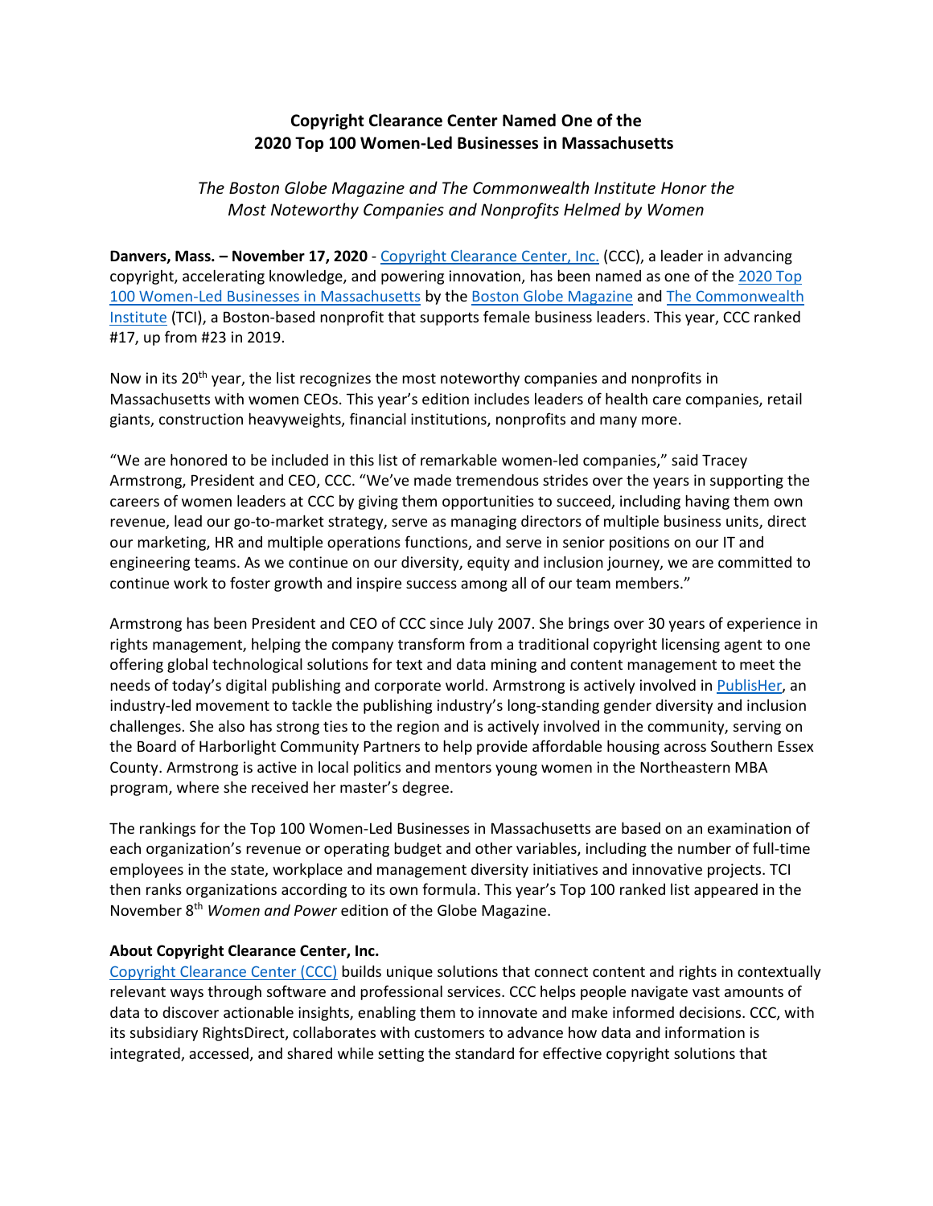# Copyright Clearance Center Named One of the 2020 Top 100 Women-Led Businesses in Massachusetts

*The Boston Globe Magazine and The Commonwealth Institute Honor the Most Noteworthy Companies and Nonprofits Helmed by Women*

**Danvers, Mass. – November 17, 2020** - Copyright Clearance Center, Inc. (CCC), a leader in advancing copyright, accelerating knowledge, and powering innovation, has been named as one of the 2020 Top 100 Women-Led Businesses in Massachusetts by the Boston Globe Magazine and The Commonwealth Institute (TCI), a Boston-based nonprofit that supports female business leaders. This year, CCC ranked #17, up from #23 in 2019.

Now in its 20th year, the list recognizes the most noteworthy companies and nonprofits in Massachusetts with women CEOs. This year's edition includes leaders of health care companies, retail giants, construction heavyweights, financial institutions, nonprofits and many more.

"We are honored to be included in this list of remarkable women-led companies," said Tracey Armstrong, President and CEO, CCC. "We've made tremendous strides over the years in supporting the careers of women leaders at CCC by giving them opportunities to succeed, including having them own revenue, lead our go-to-market strategy, serve as managing directors of multiple business units, direct our marketing, HR and multiple operations functions, and serve in senior positions on our IT and engineering teams. As we continue on our diversity, equity and inclusion journey, we are committed to continue work to foster growth and inspire success among all of our team members."

Armstrong has been President and CEO of CCC since July 2007. She brings over 30 years of experience in rights management, helping the company transform from a traditional copyright licensing agent to one offering global technological solutions for text and data mining and content management to meet the needs of today's digital publishing and corporate world. Armstrong is actively involved in PublisHer, an industry-led movement to tackle the publishing industry's long-standing gender diversity and inclusion challenges. She also has strong ties to the region and is actively involved in the community, serving on the Board of Harborlight Community Partners to help provide affordable housing across Southern Essex County. Armstrong is active in local politics and mentors young women in the Northeastern MBA program, where she received her master's degree.

The rankings for the Top 100 Women-Led Businesses in Massachusetts are based on an examination of each organization's revenue or operating budget and other variables, including the number of full-time employees in the state, workplace and management diversity initiatives and innovative projects. TCI then ranks organizations according to its own formula. This year's Top 100 ranked list appeared in the November 8th *Women and Power* edition of the Globe Magazine.

**About Copyright Clearance Center, Inc.**

Copyright Clearance Center (CCC) builds unique solutions that connect content and rights in contextually relevant ways through software and professional services. CCC helps people navigate vast amounts of data to discover actionable insights, enabling them to innovate and make informed decisions. CCC, with its subsidiary RightsDirect, collaborates with customers to advance how data and information is integrated, accessed, and shared while setting the standard for effective copyright solutions that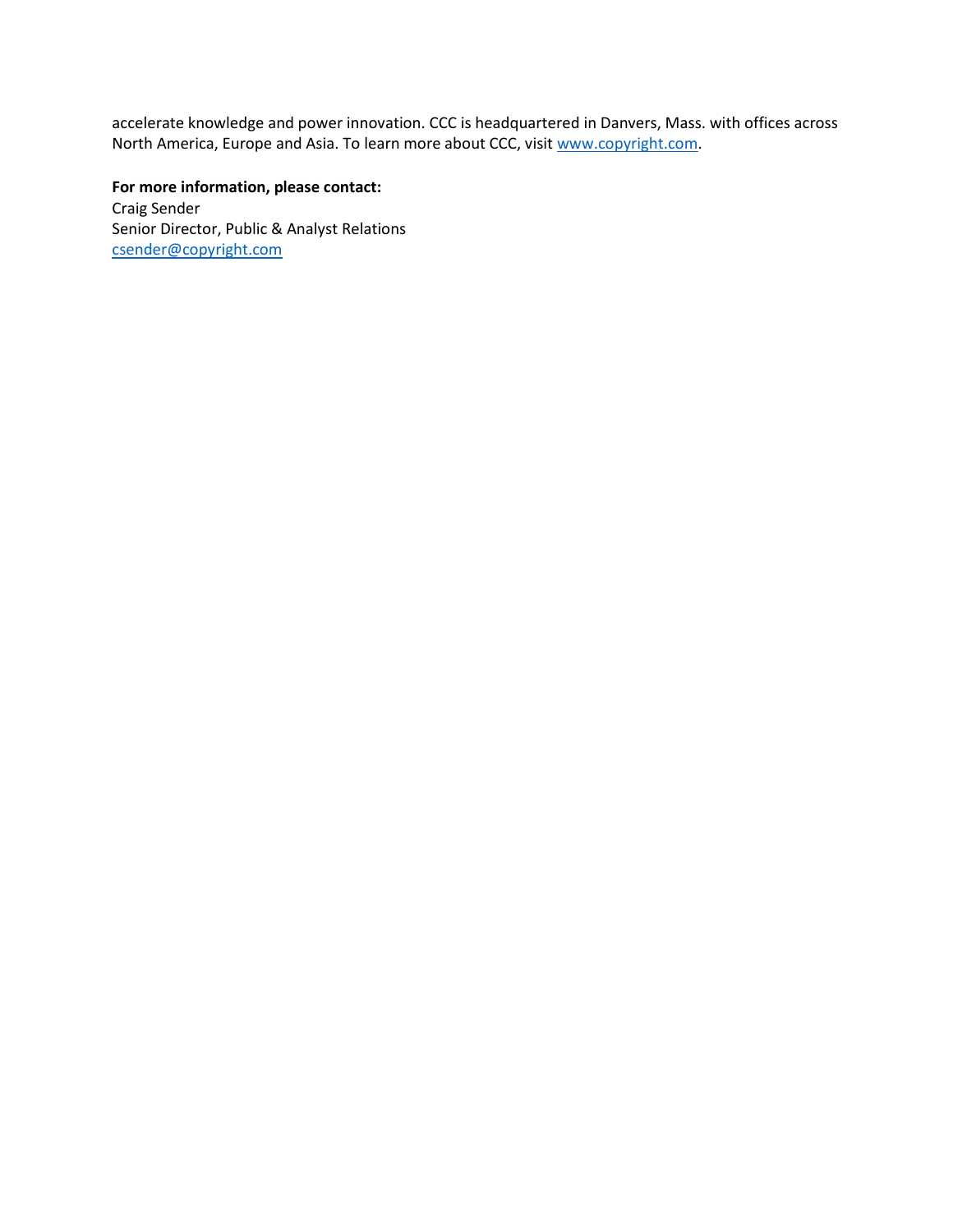accelerate knowledge and power innovation. CCC is headquartered in Danvers, Mass. with offices across North America, Europe and Asia. To learn more about CCC, visit www.copyright.com.

**For more information, please contact:**
Craig Sender
Senior Director, Public & Analyst Relations
csender@copyright.com